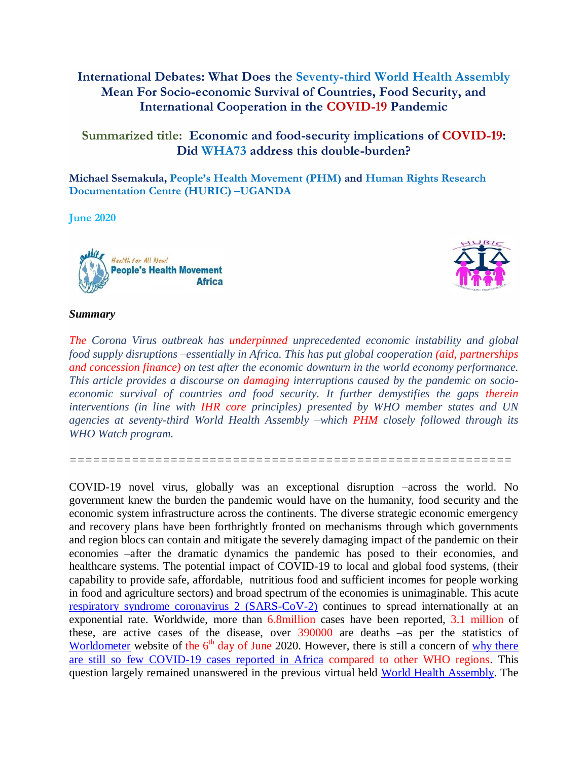# International Debates: What Does the Seventy-third World Health Assembly Mean For Socio-economic Survival of Countries, Food Security, and International Cooperation in the COVID-19 Pandemic

## Summarized title: Economic and food-security implications of COVID-19: Did WHA73 address this double-burden?

**Michael Ssemakula, People's Health Movement (PHM) and Human Rights Research Documentation Centre (HURIC) –UGANDA**

**June 2020**

***Summary***

*The Corona Virus outbreak has underpinned unprecedented economic instability and global food supply disruptions –essentially in Africa. This has put global cooperation (aid, partnerships and concession finance) on test after the economic downturn in the world economy performance. This article provides a discourse on damaging interruptions caused by the pandemic on socio-economic survival of countries and food security. It further demystifies the gaps therein interventions (in line with IHR core principles) presented by WHO member states and UN agencies at seventy-third World Health Assembly –which PHM closely followed through its WHO Watch program.*

==========================================================

COVID-19 novel virus, globally was an exceptional disruption –across the world. No government knew the burden the pandemic would have on the humanity, food security and the economic system infrastructure across the continents. The diverse strategic economic emergency and recovery plans have been forthrightly fronted on mechanisms through which governments and region blocs can contain and mitigate the severely damaging impact of the pandemic on their economies –after the dramatic dynamics the pandemic has posed to their economies, and healthcare systems. The potential impact of COVID-19 to local and global food systems, (their capability to provide safe, affordable, nutritious food and sufficient incomes for people working in food and agriculture sectors) and broad spectrum of the economies is unimaginable. This acute respiratory syndrome coronavirus 2 (SARS-CoV-2) continues to spread internationally at an exponential rate. Worldwide, more than 6.8million cases have been reported, 3.1 million of these, are active cases of the disease, over 390000 are deaths –as per the statistics of Worldometer website of the 6th day of June 2020. However, there is still a concern of why there are still so few COVID-19 cases reported in Africa compared to other WHO regions. This question largely remained unanswered in the previous virtual held World Health Assembly. The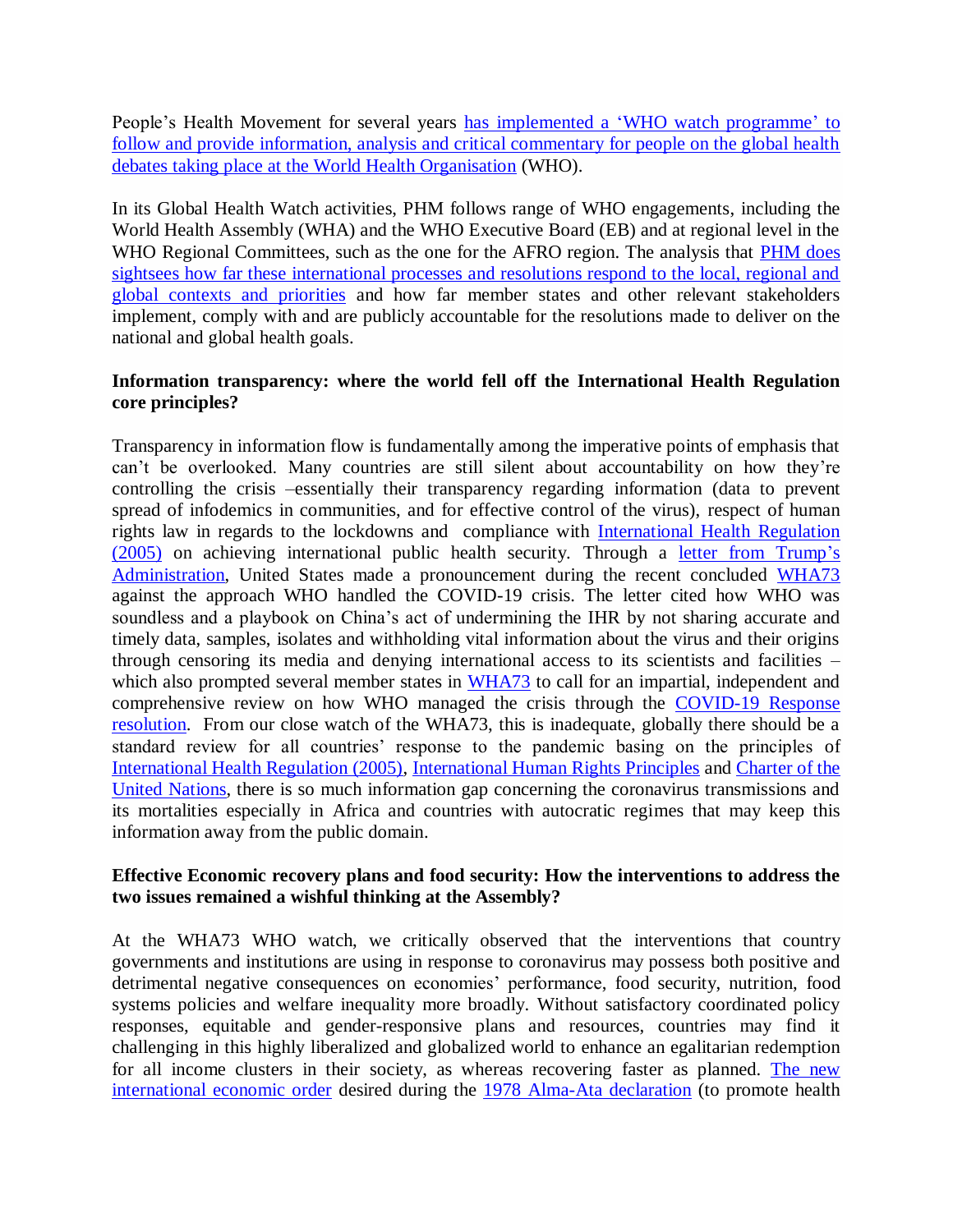People's Health Movement for several years has implemented a 'WHO watch programme' to follow and provide information, analysis and critical commentary for people on the global health debates taking place at the World Health Organisation (WHO).

In its Global Health Watch activities, PHM follows range of WHO engagements, including the World Health Assembly (WHA) and the WHO Executive Board (EB) and at regional level in the WHO Regional Committees, such as the one for the AFRO region. The analysis that PHM does sightsees how far these international processes and resolutions respond to the local, regional and global contexts and priorities and how far member states and other relevant stakeholders implement, comply with and are publicly accountable for the resolutions made to deliver on the national and global health goals.

**Information transparency: where the world fell off the International Health Regulation core principles?**

Transparency in information flow is fundamentally among the imperative points of emphasis that can't be overlooked. Many countries are still silent about accountability on how they're controlling the crisis –essentially their transparency regarding information (data to prevent spread of infodemics in communities, and for effective control of the virus), respect of human rights law in regards to the lockdowns and compliance with International Health Regulation (2005) on achieving international public health security. Through a letter from Trump's Administration, United States made a pronouncement during the recent concluded WHA73 against the approach WHO handled the COVID-19 crisis. The letter cited how WHO was soundless and a playbook on China's act of undermining the IHR by not sharing accurate and timely data, samples, isolates and withholding vital information about the virus and their origins through censoring its media and denying international access to its scientists and facilities – which also prompted several member states in WHA73 to call for an impartial, independent and comprehensive review on how WHO managed the crisis through the COVID-19 Response resolution. From our close watch of the WHA73, this is inadequate, globally there should be a standard review for all countries' response to the pandemic basing on the principles of International Health Regulation (2005), International Human Rights Principles and Charter of the United Nations, there is so much information gap concerning the coronavirus transmissions and its mortalities especially in Africa and countries with autocratic regimes that may keep this information away from the public domain.

**Effective Economic recovery plans and food security: How the interventions to address the two issues remained a wishful thinking at the Assembly?**

At the WHA73 WHO watch, we critically observed that the interventions that country governments and institutions are using in response to coronavirus may possess both positive and detrimental negative consequences on economies' performance, food security, nutrition, food systems policies and welfare inequality more broadly. Without satisfactory coordinated policy responses, equitable and gender-responsive plans and resources, countries may find it challenging in this highly liberalized and globalized world to enhance an egalitarian redemption for all income clusters in their society, as whereas recovering faster as planned. The new international economic order desired during the 1978 Alma-Ata declaration (to promote health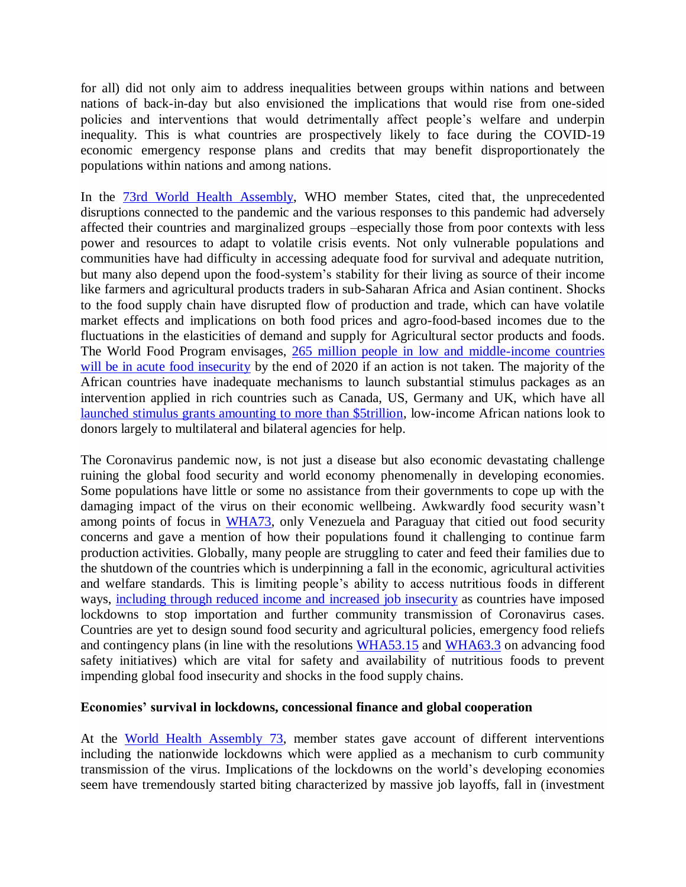for all) did not only aim to address inequalities between groups within nations and between nations of back-in-day but also envisioned the implications that would rise from one-sided policies and interventions that would detrimentally affect people's welfare and underpin inequality. This is what countries are prospectively likely to face during the COVID-19 economic emergency response plans and credits that may benefit disproportionately the populations within nations and among nations.

In the [73rd World Health Assembly](), WHO member States, cited that, the unprecedented disruptions connected to the pandemic and the various responses to this pandemic had adversely affected their countries and marginalized groups –especially those from poor contexts with less power and resources to adapt to volatile crisis events. Not only vulnerable populations and communities have had difficulty in accessing adequate food for survival and adequate nutrition, but many also depend upon the food-system's stability for their living as source of their income like farmers and agricultural products traders in sub-Saharan Africa and Asian continent. Shocks to the food supply chain have disrupted flow of production and trade, which can have volatile market effects and implications on both food prices and agro-food-based incomes due to the fluctuations in the elasticities of demand and supply for Agricultural sector products and foods. The World Food Program envisages, [265 million people in low and middle-income countries will be in acute food insecurity]() by the end of 2020 if an action is not taken. The majority of the African countries have inadequate mechanisms to launch substantial stimulus packages as an intervention applied in rich countries such as Canada, US, Germany and UK, which have all [launched stimulus grants amounting to more than $5trillion](), low-income African nations look to donors largely to multilateral and bilateral agencies for help.

The Coronavirus pandemic now, is not just a disease but also economic devastating challenge ruining the global food security and world economy phenomenally in developing economies. Some populations have little or some no assistance from their governments to cope up with the damaging impact of the virus on their economic wellbeing. Awkwardly food security wasn't among points of focus in [WHA73](), only Venezuela and Paraguay that citied out food security concerns and gave a mention of how their populations found it challenging to continue farm production activities. Globally, many people are struggling to cater and feed their families due to the shutdown of the countries which is underpinning a fall in the economic, agricultural activities and welfare standards. This is limiting people's ability to access nutritious foods in different ways, [including through reduced income and increased job insecurity]() as countries have imposed lockdowns to stop importation and further community transmission of Coronavirus cases. Countries are yet to design sound food security and agricultural policies, emergency food reliefs and contingency plans (in line with the resolutions [WHA53.15]() and [WHA63.3]() on advancing food safety initiatives) which are vital for safety and availability of nutritious foods to prevent impending global food insecurity and shocks in the food supply chains.

**Economies' survival in lockdowns, concessional finance and global cooperation**

At the [World Health Assembly 73](), member states gave account of different interventions including the nationwide lockdowns which were applied as a mechanism to curb community transmission of the virus. Implications of the lockdowns on the world's developing economies seem have tremendously started biting characterized by massive job layoffs, fall in (investment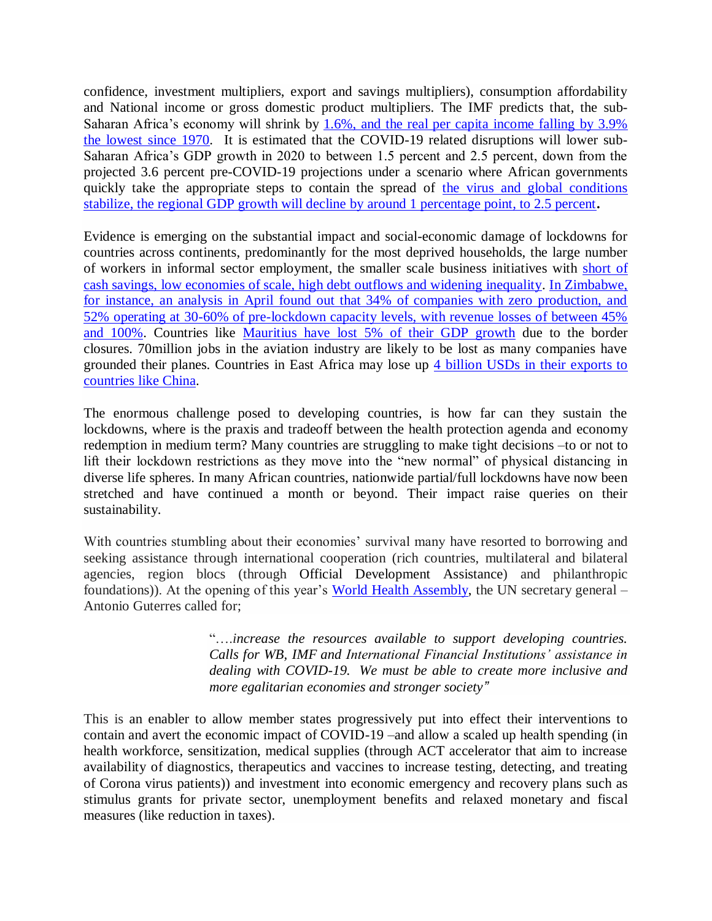confidence, investment multipliers, export and savings multipliers), consumption affordability and National income or gross domestic product multipliers. The IMF predicts that, the sub-Saharan Africa's economy will shrink by 1.6%, and the real per capita income falling by 3.9% the lowest since 1970. It is estimated that the COVID-19 related disruptions will lower sub-Saharan Africa's GDP growth in 2020 to between 1.5 percent and 2.5 percent, down from the projected 3.6 percent pre-COVID-19 projections under a scenario where African governments quickly take the appropriate steps to contain the spread of the virus and global conditions stabilize, the regional GDP growth will decline by around 1 percentage point, to 2.5 percent**.**

Evidence is emerging on the substantial impact and social-economic damage of lockdowns for countries across continents, predominantly for the most deprived households, the large number of workers in informal sector employment, the smaller scale business initiatives with short of cash savings, low economies of scale, high debt outflows and widening inequality. In Zimbabwe, for instance, an analysis in April found out that 34% of companies with zero production, and 52% operating at 30-60% of pre-lockdown capacity levels, with revenue losses of between 45% and 100%. Countries like Mauritius have lost 5% of their GDP growth due to the border closures. 70million jobs in the aviation industry are likely to be lost as many companies have grounded their planes. Countries in East Africa may lose up 4 billion USDs in their exports to countries like China.

The enormous challenge posed to developing countries, is how far can they sustain the lockdowns, where is the praxis and tradeoff between the health protection agenda and economy redemption in medium term? Many countries are struggling to make tight decisions –to or not to lift their lockdown restrictions as they move into the "new normal" of physical distancing in diverse life spheres. In many African countries, nationwide partial/full lockdowns have now been stretched and have continued a month or beyond. Their impact raise queries on their sustainability.

With countries stumbling about their economies' survival many have resorted to borrowing and seeking assistance through international cooperation (rich countries, multilateral and bilateral agencies, region blocs (through Official Development Assistance) and philanthropic foundations)). At the opening of this year's World Health Assembly, the UN secretary general – Antonio Guterres called for;

> "….*increase the resources available to support developing countries. Calls for WB, IMF and International Financial Institutions' assistance in dealing with COVID-19. We must be able to create more inclusive and more egalitarian economies and stronger society"*

This is an enabler to allow member states progressively put into effect their interventions to contain and avert the economic impact of COVID-19 –and allow a scaled up health spending (in health workforce, sensitization, medical supplies (through ACT accelerator that aim to increase availability of diagnostics, therapeutics and vaccines to increase testing, detecting, and treating of Corona virus patients)) and investment into economic emergency and recovery plans such as stimulus grants for private sector, unemployment benefits and relaxed monetary and fiscal measures (like reduction in taxes).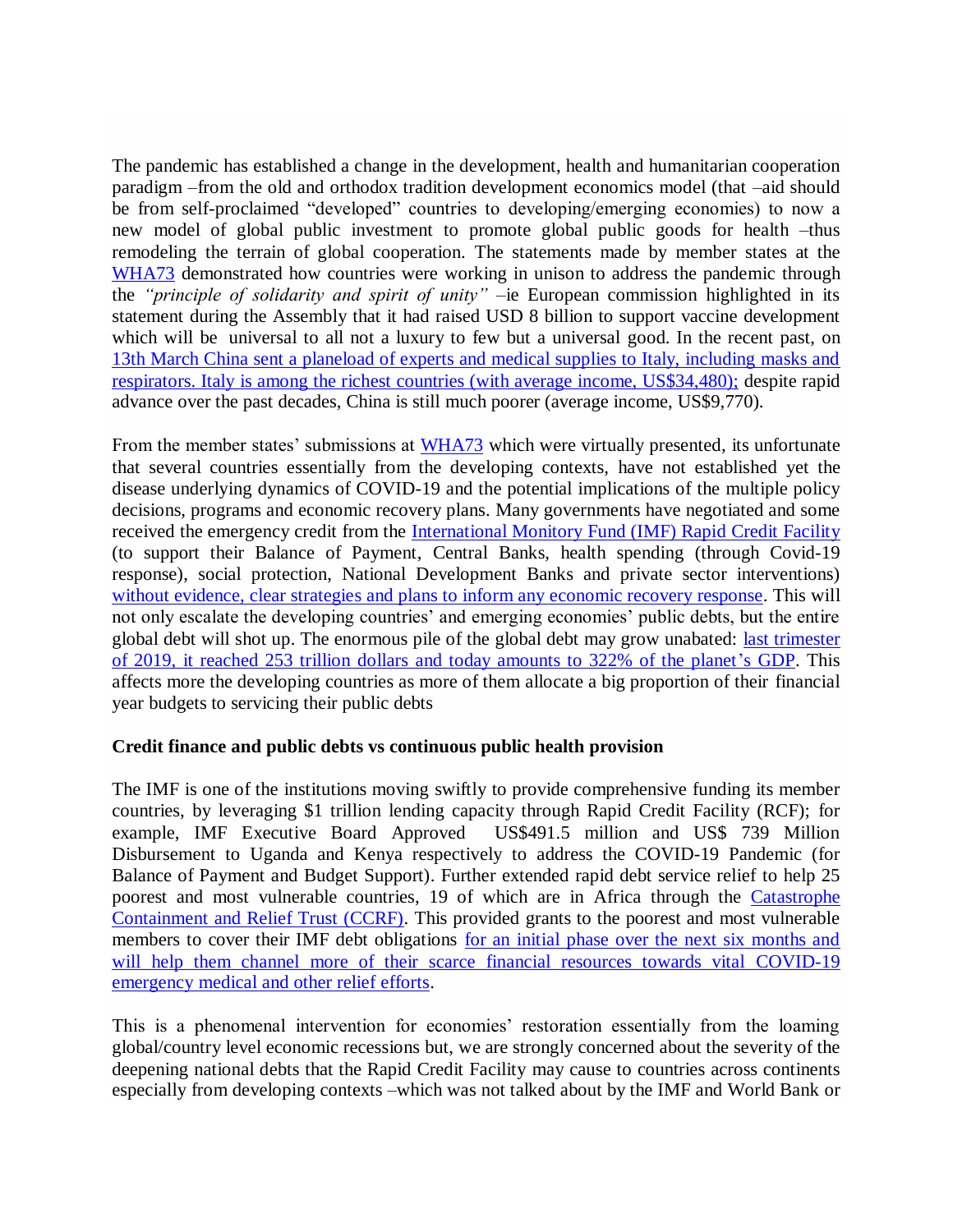The pandemic has established a change in the development, health and humanitarian cooperation paradigm –from the old and orthodox tradition development economics model (that –aid should be from self-proclaimed "developed" countries to developing/emerging economies) to now a new model of global public investment to promote global public goods for health –thus remodeling the terrain of global cooperation. The statements made by member states at the WHA73 demonstrated how countries were working in unison to address the pandemic through the *"principle of solidarity and spirit of unity"* –ie European commission highlighted in its statement during the Assembly that it had raised USD 8 billion to support vaccine development which will be universal to all not a luxury to few but a universal good. In the recent past, on 13th March China sent a planeload of experts and medical supplies to Italy, including masks and respirators. Italy is among the richest countries (with average income, US$34,480); despite rapid advance over the past decades, China is still much poorer (average income, US$9,770).

From the member states' submissions at WHA73 which were virtually presented, its unfortunate that several countries essentially from the developing contexts, have not established yet the disease underlying dynamics of COVID-19 and the potential implications of the multiple policy decisions, programs and economic recovery plans. Many governments have negotiated and some received the emergency credit from the International Monitory Fund (IMF) Rapid Credit Facility (to support their Balance of Payment, Central Banks, health spending (through Covid-19 response), social protection, National Development Banks and private sector interventions) without evidence, clear strategies and plans to inform any economic recovery response. This will not only escalate the developing countries' and emerging economies' public debts, but the entire global debt will shot up. The enormous pile of the global debt may grow unabated: last trimester of 2019, it reached 253 trillion dollars and today amounts to 322% of the planet's GDP. This affects more the developing countries as more of them allocate a big proportion of their financial year budgets to servicing their public debts

**Credit finance and public debts vs continuous public health provision**

The IMF is one of the institutions moving swiftly to provide comprehensive funding its member countries, by leveraging $1 trillion lending capacity through Rapid Credit Facility (RCF); for example, IMF Executive Board Approved US$491.5 million and US$ 739 Million Disbursement to Uganda and Kenya respectively to address the COVID-19 Pandemic (for Balance of Payment and Budget Support). Further extended rapid debt service relief to help 25 poorest and most vulnerable countries, 19 of which are in Africa through the Catastrophe Containment and Relief Trust (CCRF). This provided grants to the poorest and most vulnerable members to cover their IMF debt obligations for an initial phase over the next six months and will help them channel more of their scarce financial resources towards vital COVID-19 emergency medical and other relief efforts.

This is a phenomenal intervention for economies' restoration essentially from the loaming global/country level economic recessions but, we are strongly concerned about the severity of the deepening national debts that the Rapid Credit Facility may cause to countries across continents especially from developing contexts –which was not talked about by the IMF and World Bank or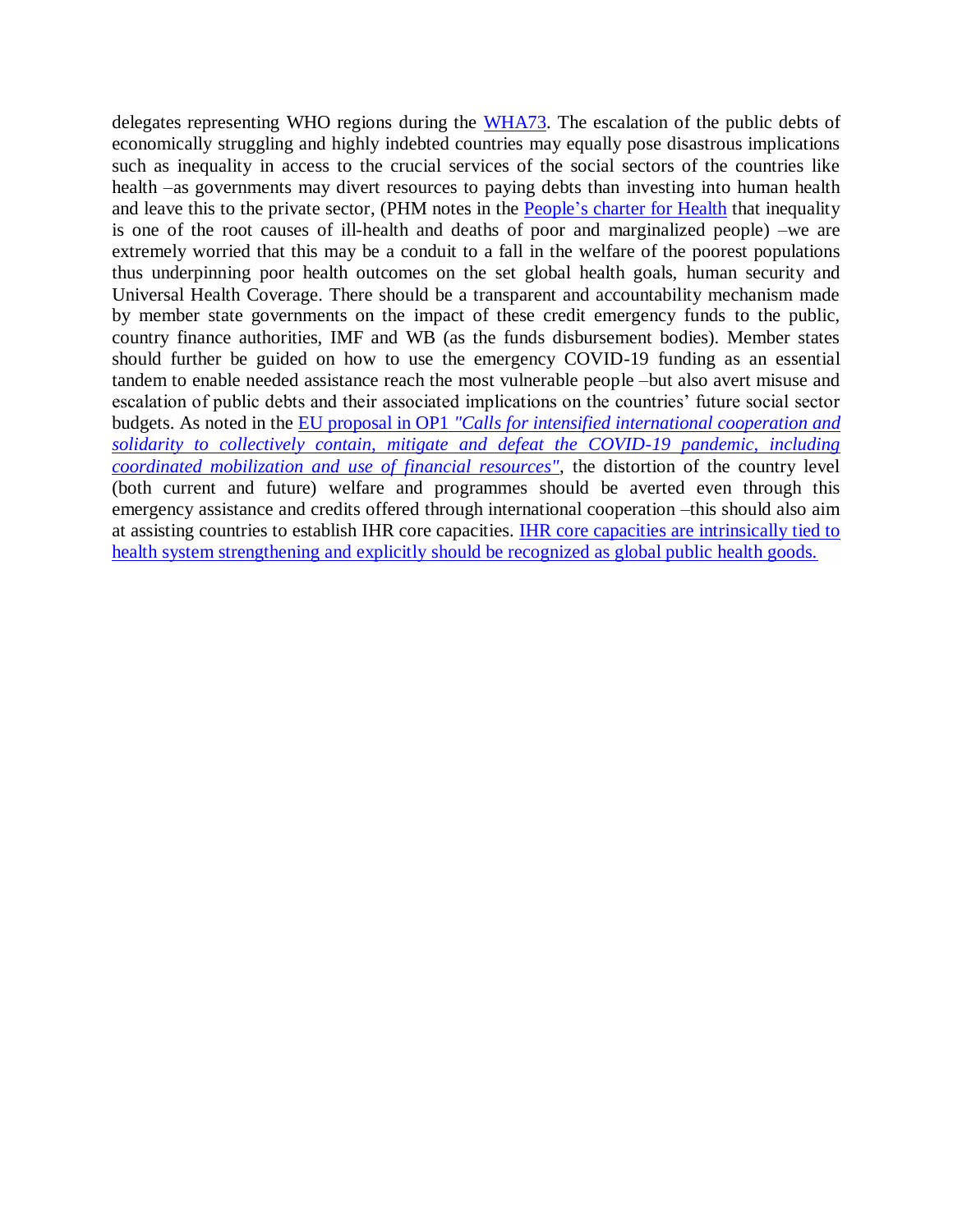delegates representing WHO regions during the WHA73. The escalation of the public debts of economically struggling and highly indebted countries may equally pose disastrous implications such as inequality in access to the crucial services of the social sectors of the countries like health –as governments may divert resources to paying debts than investing into human health and leave this to the private sector, (PHM notes in the People's charter for Health that inequality is one of the root causes of ill-health and deaths of poor and marginalized people) –we are extremely worried that this may be a conduit to a fall in the welfare of the poorest populations thus underpinning poor health outcomes on the set global health goals, human security and Universal Health Coverage. There should be a transparent and accountability mechanism made by member state governments on the impact of these credit emergency funds to the public, country finance authorities, IMF and WB (as the funds disbursement bodies). Member states should further be guided on how to use the emergency COVID-19 funding as an essential tandem to enable needed assistance reach the most vulnerable people –but also avert misuse and escalation of public debts and their associated implications on the countries' future social sector budgets. As noted in the EU proposal in OP1 *"Calls for intensified international cooperation and solidarity to collectively contain, mitigate and defeat the COVID-19 pandemic, including coordinated mobilization and use of financial resources"*, the distortion of the country level (both current and future) welfare and programmes should be averted even through this emergency assistance and credits offered through international cooperation –this should also aim at assisting countries to establish IHR core capacities. IHR core capacities are intrinsically tied to health system strengthening and explicitly should be recognized as global public health goods.